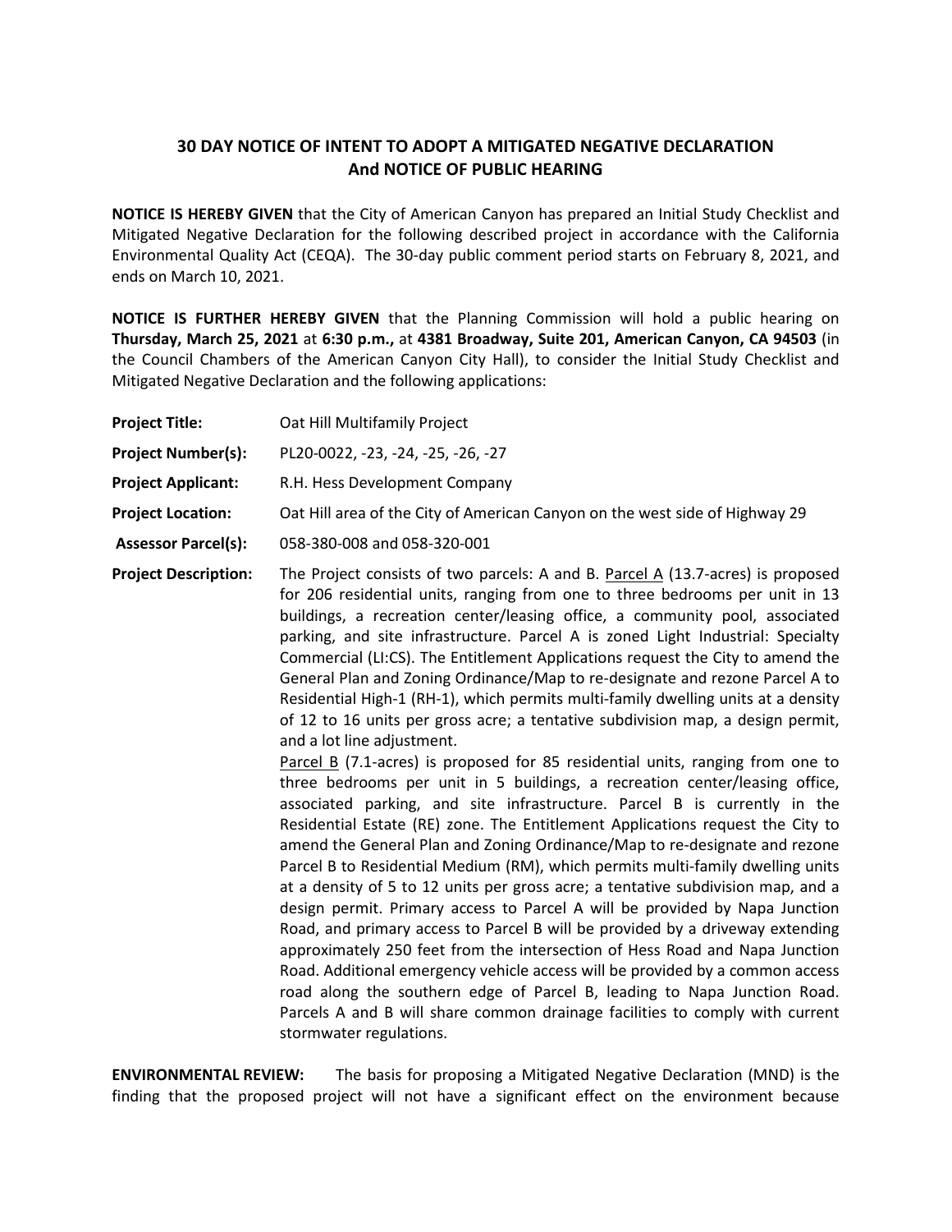# 30 DAY NOTICE OF INTENT TO ADOPT A MITIGATED NEGATIVE DECLARATION And NOTICE OF PUBLIC HEARING

**NOTICE IS HEREBY GIVEN** that the City of American Canyon has prepared an Initial Study Checklist and Mitigated Negative Declaration for the following described project in accordance with the California Environmental Quality Act (CEQA). The 30-day public comment period starts on February 8, 2021, and ends on March 10, 2021.

**NOTICE IS FURTHER HEREBY GIVEN** that the Planning Commission will hold a public hearing on **Thursday, March 25, 2021** at **6:30 p.m.,** at **4381 Broadway, Suite 201, American Canyon, CA 94503** (in the Council Chambers of the American Canyon City Hall), to consider the Initial Study Checklist and Mitigated Negative Declaration and the following applications:

**Project Title:** Oat Hill Multifamily Project

**Project Number(s):** PL20-0022, -23, -24, -25, -26, -27

**Project Applicant:** R.H. Hess Development Company

**Project Location:** Oat Hill area of the City of American Canyon on the west side of Highway 29

**Assessor Parcel(s):** 058-380-008 and 058-320-001

**Project Description:** The Project consists of two parcels: A and B. Parcel A (13.7-acres) is proposed for 206 residential units, ranging from one to three bedrooms per unit in 13 buildings, a recreation center/leasing office, a community pool, associated parking, and site infrastructure. Parcel A is zoned Light Industrial: Specialty Commercial (LI:CS). The Entitlement Applications request the City to amend the General Plan and Zoning Ordinance/Map to re-designate and rezone Parcel A to Residential High-1 (RH-1), which permits multi-family dwelling units at a density of 12 to 16 units per gross acre; a tentative subdivision map, a design permit, and a lot line adjustment.

Parcel B (7.1-acres) is proposed for 85 residential units, ranging from one to three bedrooms per unit in 5 buildings, a recreation center/leasing office, associated parking, and site infrastructure. Parcel B is currently in the Residential Estate (RE) zone. The Entitlement Applications request the City to amend the General Plan and Zoning Ordinance/Map to re-designate and rezone Parcel B to Residential Medium (RM), which permits multi-family dwelling units at a density of 5 to 12 units per gross acre; a tentative subdivision map, and a design permit. Primary access to Parcel A will be provided by Napa Junction Road, and primary access to Parcel B will be provided by a driveway extending approximately 250 feet from the intersection of Hess Road and Napa Junction Road. Additional emergency vehicle access will be provided by a common access road along the southern edge of Parcel B, leading to Napa Junction Road. Parcels A and B will share common drainage facilities to comply with current stormwater regulations.

**ENVIRONMENTAL REVIEW:** The basis for proposing a Mitigated Negative Declaration (MND) is the finding that the proposed project will not have a significant effect on the environment because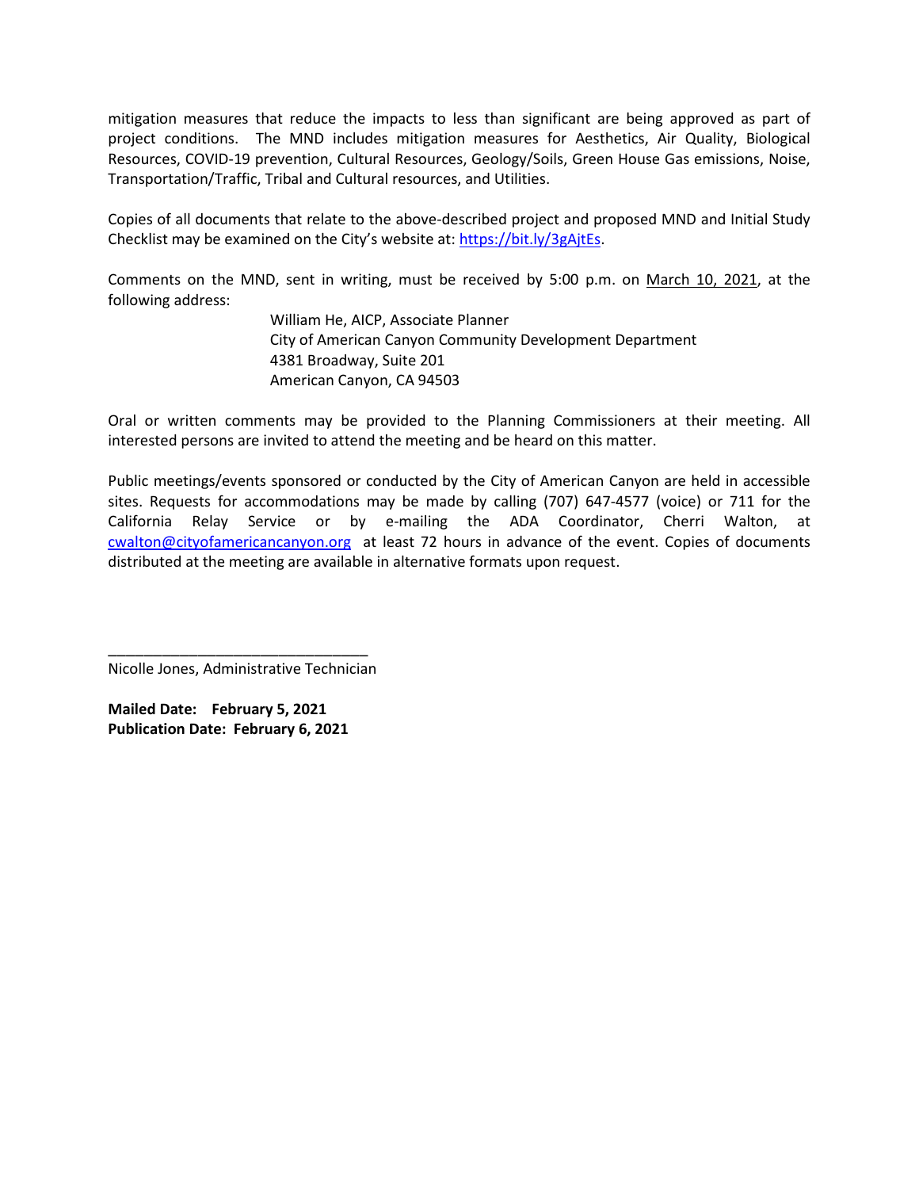mitigation measures that reduce the impacts to less than significant are being approved as part of project conditions. The MND includes mitigation measures for Aesthetics, Air Quality, Biological Resources, COVID-19 prevention, Cultural Resources, Geology/Soils, Green House Gas emissions, Noise, Transportation/Traffic, Tribal and Cultural resources, and Utilities.

Copies of all documents that relate to the above-described project and proposed MND and Initial Study Checklist may be examined on the City's website at: https://bit.ly/3gAjtEs.

Comments on the MND, sent in writing, must be received by 5:00 p.m. on March 10, 2021, at the following address:

William He, AICP, Associate Planner  
City of American Canyon Community Development Department  
4381 Broadway, Suite 201  
American Canyon, CA 94503

Oral or written comments may be provided to the Planning Commissioners at their meeting. All interested persons are invited to attend the meeting and be heard on this matter.

Public meetings/events sponsored or conducted by the City of American Canyon are held in accessible sites. Requests for accommodations may be made by calling (707) 647-4577 (voice) or 711 for the California Relay Service or by e-mailing the ADA Coordinator, Cherri Walton, at cwalton@cityofamericancanyon.org at least 72 hours in advance of the event. Copies of documents distributed at the meeting are available in alternative formats upon request.

_______________________________  
Nicolle Jones, Administrative Technician

**Mailed Date: February 5, 2021**  
**Publication Date: February 6, 2021**